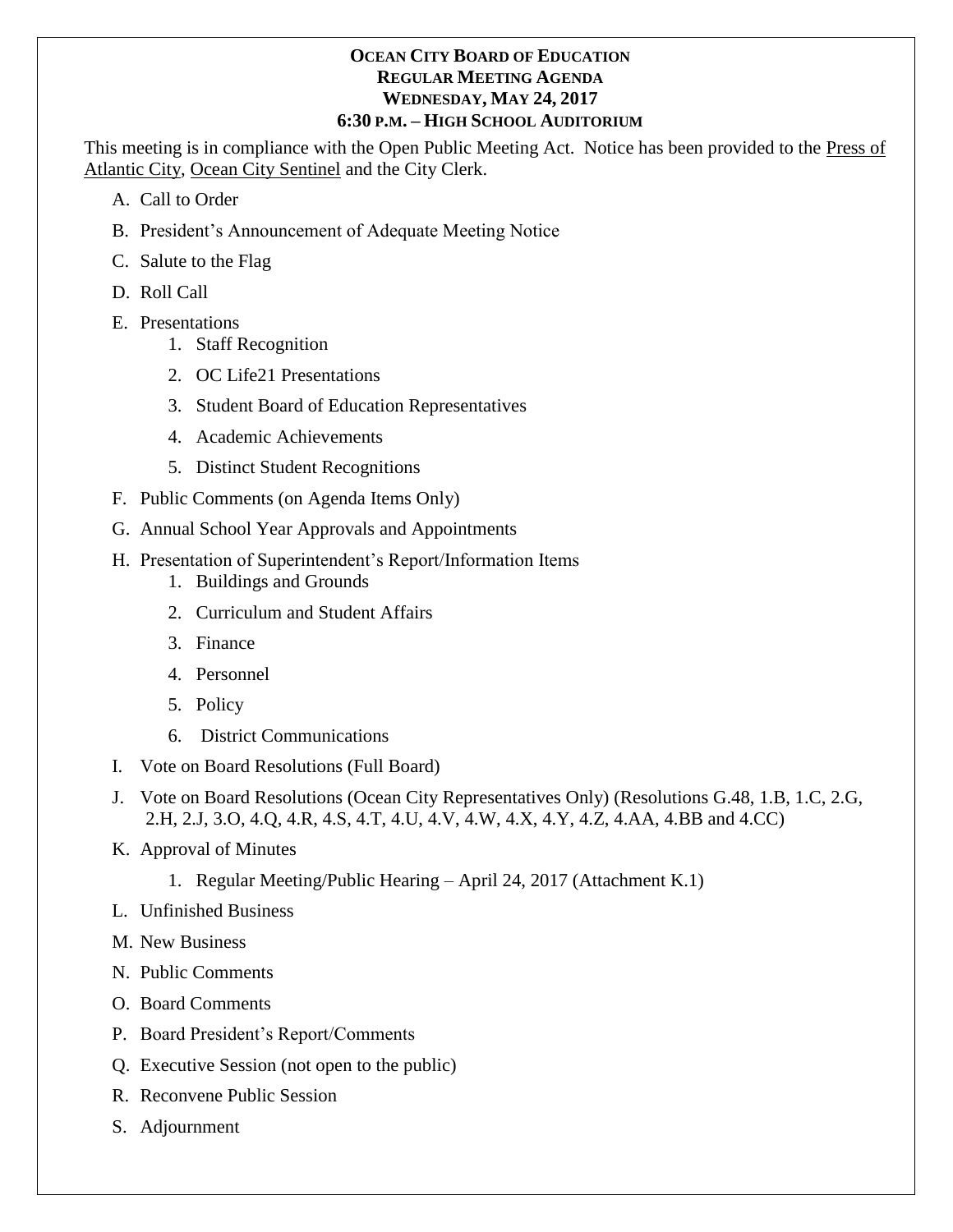# OCEAN CITY BOARD OF EDUCATION
## REGULAR MEETING AGENDA
## WEDNESDAY, MAY 24, 2017
## 6:30 P.M. – HIGH SCHOOL AUDITORIUM

This meeting is in compliance with the Open Public Meeting Act. Notice has been provided to the Press of Atlantic City, Ocean City Sentinel and the City Clerk.

A. Call to Order

B. President's Announcement of Adequate Meeting Notice

C. Salute to the Flag

D. Roll Call

E. Presentations
   1. Staff Recognition
   2. OC Life21 Presentations
   3. Student Board of Education Representatives
   4. Academic Achievements
   5. Distinct Student Recognitions

F. Public Comments (on Agenda Items Only)

G. Annual School Year Approvals and Appointments

H. Presentation of Superintendent's Report/Information Items
   1. Buildings and Grounds
   2. Curriculum and Student Affairs
   3. Finance
   4. Personnel
   5. Policy
   6. District Communications

I. Vote on Board Resolutions (Full Board)

J. Vote on Board Resolutions (Ocean City Representatives Only) (Resolutions G.48, 1.B, 1.C, 2.G, 2.H, 2.J, 3.O, 4.Q, 4.R, 4.S, 4.T, 4.U, 4.V, 4.W, 4.X, 4.Y, 4.Z, 4.AA, 4.BB and 4.CC)

K. Approval of Minutes
   1. Regular Meeting/Public Hearing – April 24, 2017 (Attachment K.1)

L. Unfinished Business

M. New Business

N. Public Comments

O. Board Comments

P. Board President's Report/Comments

Q. Executive Session (not open to the public)

R. Reconvene Public Session

S. Adjournment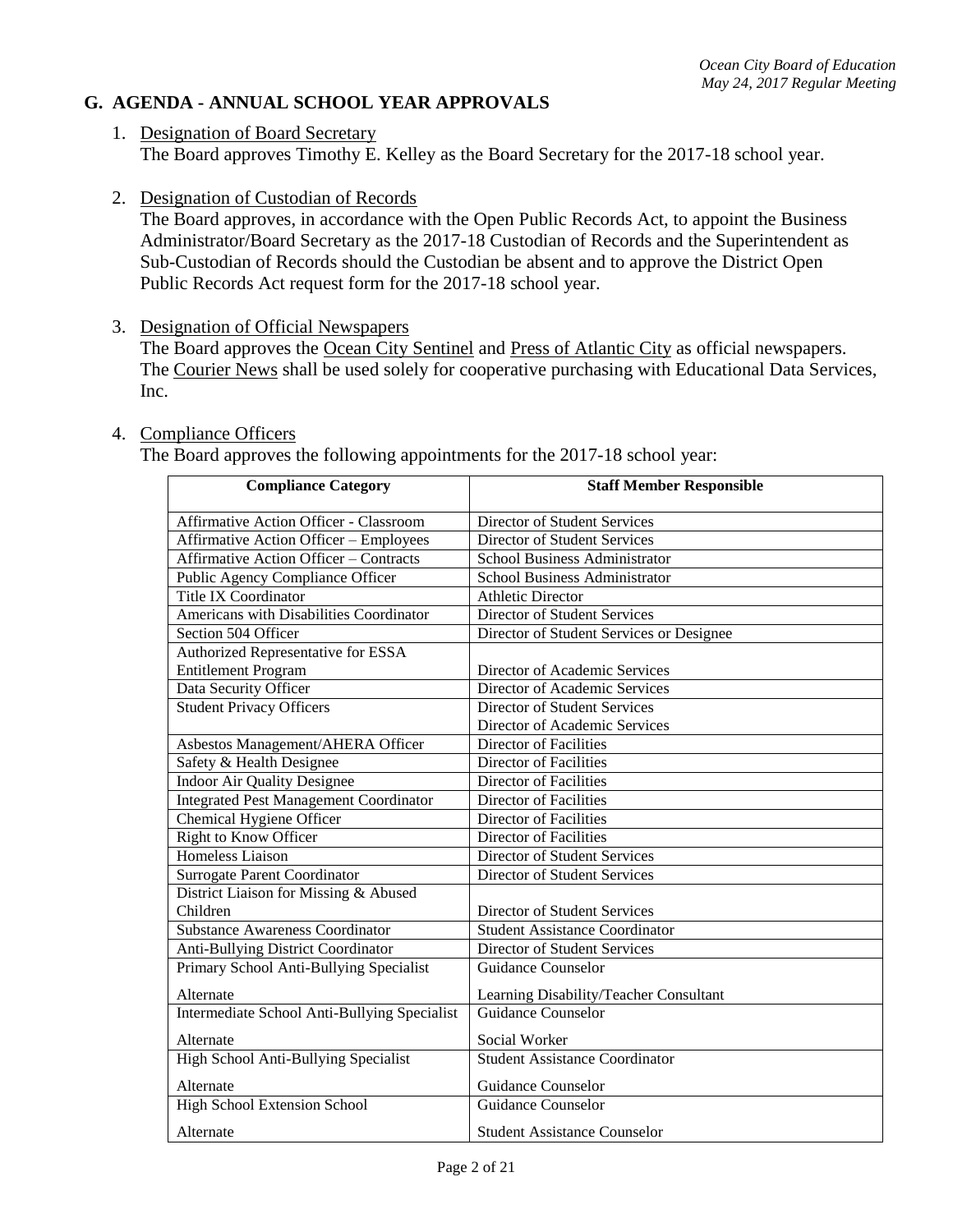## G. AGENDA - ANNUAL SCHOOL YEAR APPROVALS

1. Designation of Board Secretary
   The Board approves Timothy E. Kelley as the Board Secretary for the 2017-18 school year.

2. Designation of Custodian of Records
   The Board approves, in accordance with the Open Public Records Act, to appoint the Business Administrator/Board Secretary as the 2017-18 Custodian of Records and the Superintendent as Sub-Custodian of Records should the Custodian be absent and to approve the District Open Public Records Act request form for the 2017-18 school year.

3. Designation of Official Newspapers
   The Board approves the Ocean City Sentinel and Press of Atlantic City as official newspapers. The Courier News shall be used solely for cooperative purchasing with Educational Data Services, Inc.

4. Compliance Officers
   The Board approves the following appointments for the 2017-18 school year:

| Compliance Category | Staff Member Responsible |
|---|---|
| Affirmative Action Officer - Classroom | Director of Student Services |
| Affirmative Action Officer – Employees | Director of Student Services |
| Affirmative Action Officer – Contracts | School Business Administrator |
| Public Agency Compliance Officer | School Business Administrator |
| Title IX Coordinator | Athletic Director |
| Americans with Disabilities Coordinator | Director of Student Services |
| Section 504 Officer | Director of Student Services or Designee |
| Authorized Representative for ESSA Entitlement Program | Director of Academic Services |
| Data Security Officer | Director of Academic Services |
| Student Privacy Officers | Director of Student Services<br>Director of Academic Services |
| Asbestos Management/AHERA Officer | Director of Facilities |
| Safety & Health Designee | Director of Facilities |
| Indoor Air Quality Designee | Director of Facilities |
| Integrated Pest Management Coordinator | Director of Facilities |
| Chemical Hygiene Officer | Director of Facilities |
| Right to Know Officer | Director of Facilities |
| Homeless Liaison | Director of Student Services |
| Surrogate Parent Coordinator | Director of Student Services |
| District Liaison for Missing & Abused Children | Director of Student Services |
| Substance Awareness Coordinator | Student Assistance Coordinator |
| Anti-Bullying District Coordinator | Director of Student Services |
| Primary School Anti-Bullying Specialist<br>Alternate | Guidance Counselor<br>Learning Disability/Teacher Consultant |
| Intermediate School Anti-Bullying Specialist<br>Alternate | Guidance Counselor<br>Social Worker |
| High School Anti-Bullying Specialist<br>Alternate | Student Assistance Coordinator<br>Guidance Counselor |
| High School Extension School<br>Alternate | Guidance Counselor<br>Student Assistance Counselor |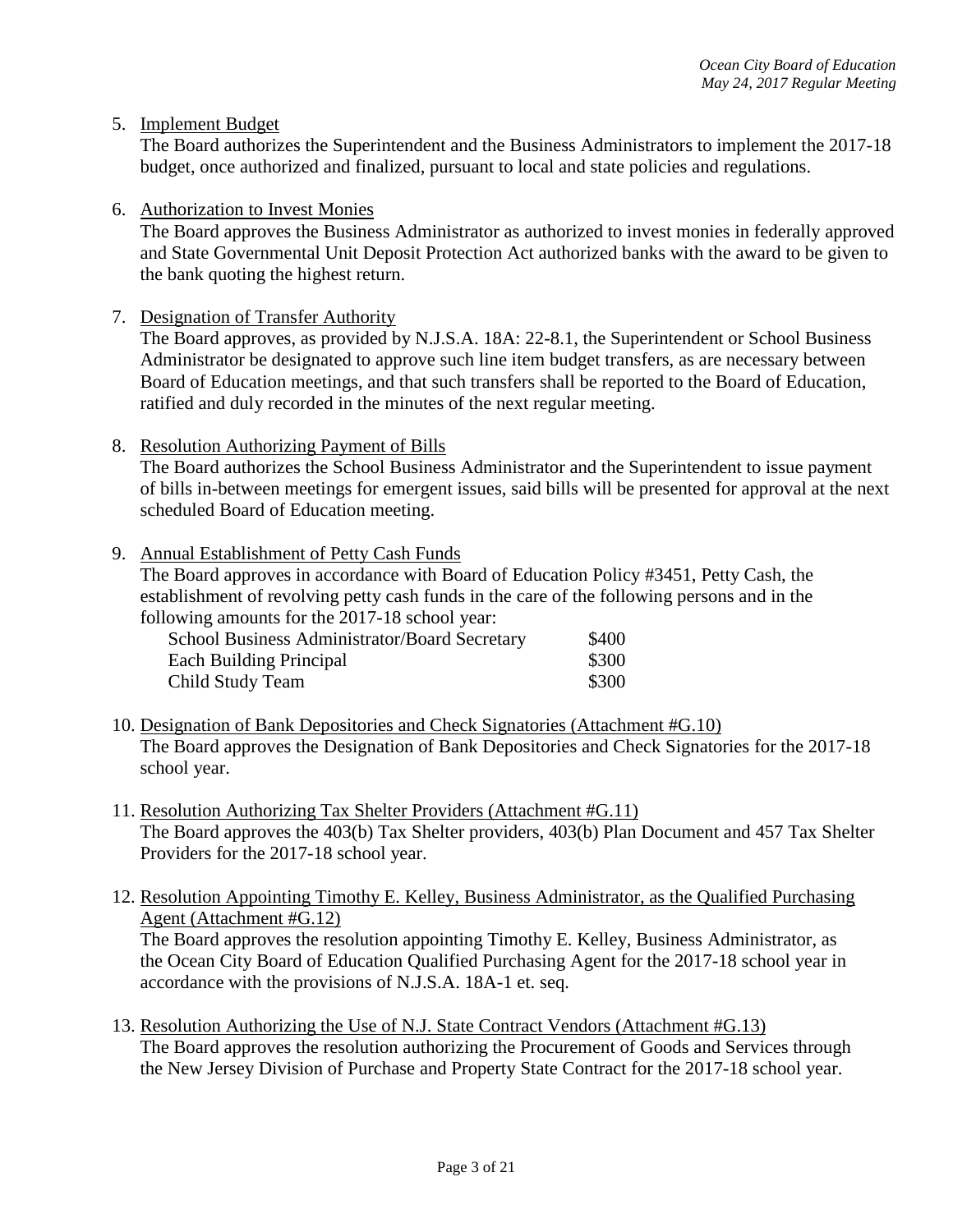5. Implement Budget
   The Board authorizes the Superintendent and the Business Administrators to implement the 2017-18 budget, once authorized and finalized, pursuant to local and state policies and regulations.

6. Authorization to Invest Monies
   The Board approves the Business Administrator as authorized to invest monies in federally approved and State Governmental Unit Deposit Protection Act authorized banks with the award to be given to the bank quoting the highest return.

7. Designation of Transfer Authority
   The Board approves, as provided by N.J.S.A. 18A: 22-8.1, the Superintendent or School Business Administrator be designated to approve such line item budget transfers, as are necessary between Board of Education meetings, and that such transfers shall be reported to the Board of Education, ratified and duly recorded in the minutes of the next regular meeting.

8. Resolution Authorizing Payment of Bills
   The Board authorizes the School Business Administrator and the Superintendent to issue payment of bills in-between meetings for emergent issues, said bills will be presented for approval at the next scheduled Board of Education meeting.

9. Annual Establishment of Petty Cash Funds
   The Board approves in accordance with Board of Education Policy #3451, Petty Cash, the establishment of revolving petty cash funds in the care of the following persons and in the following amounts for the 2017-18 school year:

   | | |
   |---|---|
   | School Business Administrator/Board Secretary | $400 |
   | Each Building Principal | $300 |
   | Child Study Team | $300 |

10. Designation of Bank Depositories and Check Signatories (Attachment #G.10)
    The Board approves the Designation of Bank Depositories and Check Signatories for the 2017-18 school year.

11. Resolution Authorizing Tax Shelter Providers (Attachment #G.11)
    The Board approves the 403(b) Tax Shelter providers, 403(b) Plan Document and 457 Tax Shelter Providers for the 2017-18 school year.

12. Resolution Appointing Timothy E. Kelley, Business Administrator, as the Qualified Purchasing Agent (Attachment #G.12)
    The Board approves the resolution appointing Timothy E. Kelley, Business Administrator, as the Ocean City Board of Education Qualified Purchasing Agent for the 2017-18 school year in accordance with the provisions of N.J.S.A. 18A-1 et. seq.

13. Resolution Authorizing the Use of N.J. State Contract Vendors (Attachment #G.13)
    The Board approves the resolution authorizing the Procurement of Goods and Services through the New Jersey Division of Purchase and Property State Contract for the 2017-18 school year.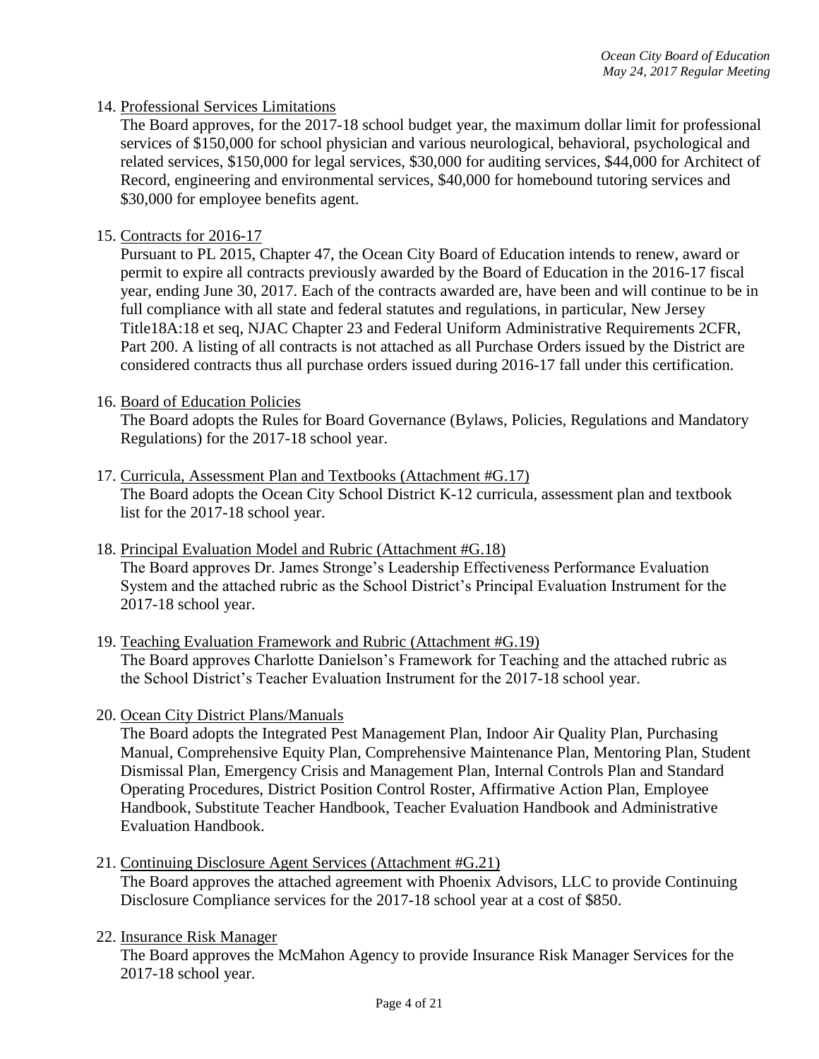14. Professional Services Limitations

    The Board approves, for the 2017-18 school budget year, the maximum dollar limit for professional services of $150,000 for school physician and various neurological, behavioral, psychological and related services, $150,000 for legal services, $30,000 for auditing services, $44,000 for Architect of Record, engineering and environmental services, $40,000 for homebound tutoring services and $30,000 for employee benefits agent.

15. Contracts for 2016-17

    Pursuant to PL 2015, Chapter 47, the Ocean City Board of Education intends to renew, award or permit to expire all contracts previously awarded by the Board of Education in the 2016-17 fiscal year, ending June 30, 2017. Each of the contracts awarded are, have been and will continue to be in full compliance with all state and federal statutes and regulations, in particular, New Jersey Title18A:18 et seq, NJAC Chapter 23 and Federal Uniform Administrative Requirements 2CFR, Part 200. A listing of all contracts is not attached as all Purchase Orders issued by the District are considered contracts thus all purchase orders issued during 2016-17 fall under this certification.

16. Board of Education Policies

    The Board adopts the Rules for Board Governance (Bylaws, Policies, Regulations and Mandatory Regulations) for the 2017-18 school year.

17. Curricula, Assessment Plan and Textbooks (Attachment #G.17)

    The Board adopts the Ocean City School District K-12 curricula, assessment plan and textbook list for the 2017-18 school year.

18. Principal Evaluation Model and Rubric (Attachment #G.18)

    The Board approves Dr. James Stronge's Leadership Effectiveness Performance Evaluation System and the attached rubric as the School District's Principal Evaluation Instrument for the 2017-18 school year.

19. Teaching Evaluation Framework and Rubric (Attachment #G.19)

    The Board approves Charlotte Danielson's Framework for Teaching and the attached rubric as the School District's Teacher Evaluation Instrument for the 2017-18 school year.

20. Ocean City District Plans/Manuals

    The Board adopts the Integrated Pest Management Plan, Indoor Air Quality Plan, Purchasing Manual, Comprehensive Equity Plan, Comprehensive Maintenance Plan, Mentoring Plan, Student Dismissal Plan, Emergency Crisis and Management Plan, Internal Controls Plan and Standard Operating Procedures, District Position Control Roster, Affirmative Action Plan, Employee Handbook, Substitute Teacher Handbook, Teacher Evaluation Handbook and Administrative Evaluation Handbook.

21. Continuing Disclosure Agent Services (Attachment #G.21)

    The Board approves the attached agreement with Phoenix Advisors, LLC to provide Continuing Disclosure Compliance services for the 2017-18 school year at a cost of $850.

22. Insurance Risk Manager

    The Board approves the McMahon Agency to provide Insurance Risk Manager Services for the 2017-18 school year.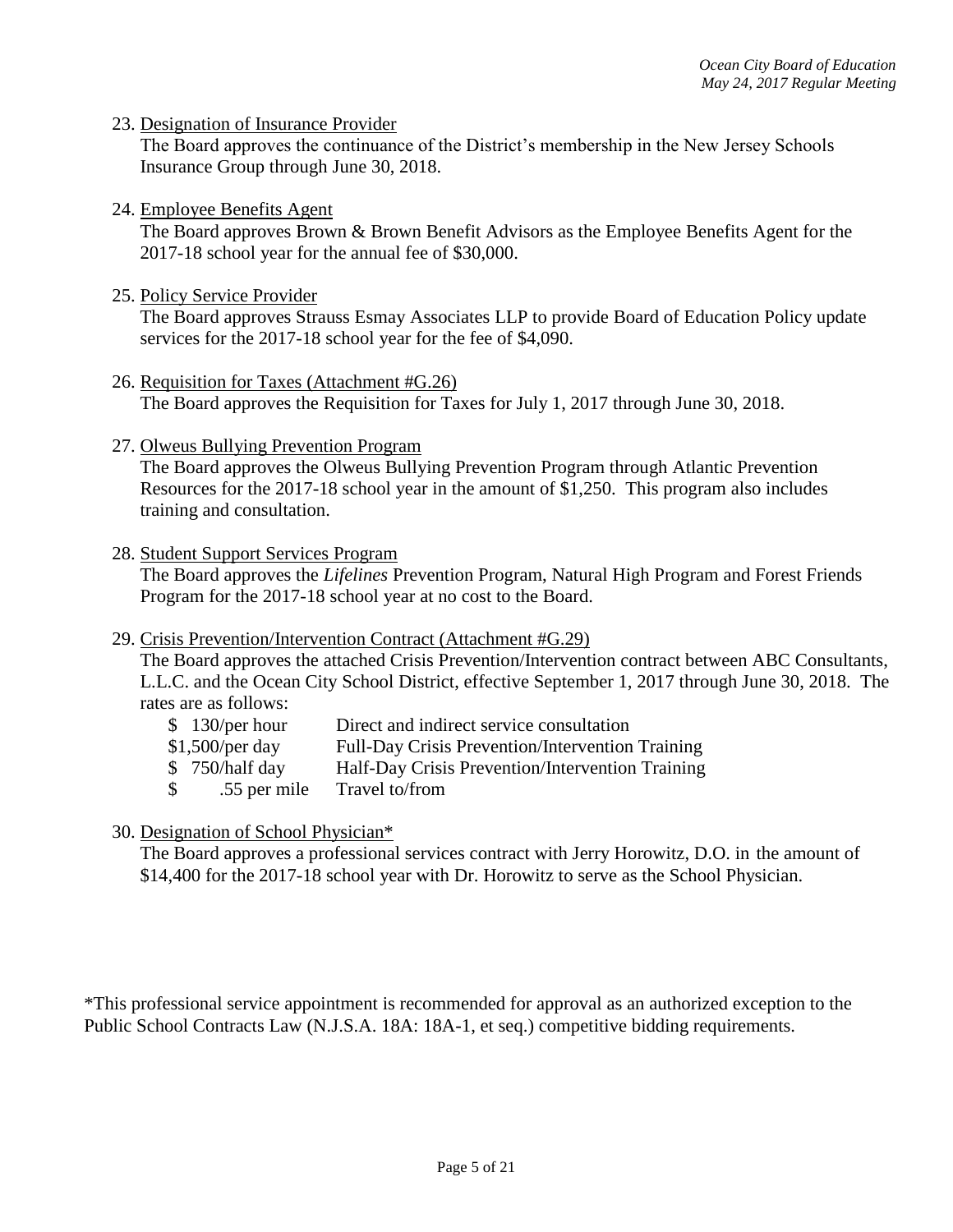23. Designation of Insurance Provider

    The Board approves the continuance of the District's membership in the New Jersey Schools Insurance Group through June 30, 2018.

24. Employee Benefits Agent

    The Board approves Brown & Brown Benefit Advisors as the Employee Benefits Agent for the 2017-18 school year for the annual fee of $30,000.

25. Policy Service Provider

    The Board approves Strauss Esmay Associates LLP to provide Board of Education Policy update services for the 2017-18 school year for the fee of $4,090.

26. Requisition for Taxes (Attachment #G.26)

    The Board approves the Requisition for Taxes for July 1, 2017 through June 30, 2018.

27. Olweus Bullying Prevention Program

    The Board approves the Olweus Bullying Prevention Program through Atlantic Prevention Resources for the 2017-18 school year in the amount of $1,250. This program also includes training and consultation.

28. Student Support Services Program

    The Board approves the *Lifelines* Prevention Program, Natural High Program and Forest Friends Program for the 2017-18 school year at no cost to the Board.

29. Crisis Prevention/Intervention Contract (Attachment #G.29)

    The Board approves the attached Crisis Prevention/Intervention contract between ABC Consultants, L.L.C. and the Ocean City School District, effective September 1, 2017 through June 30, 2018. The rates are as follows:

    | | |
    |---|---|
    | $ 130/per hour | Direct and indirect service consultation |
    | $1,500/per day | Full-Day Crisis Prevention/Intervention Training |
    | $ 750/half day | Half-Day Crisis Prevention/Intervention Training |
    | $ .55 per mile | Travel to/from |

30. Designation of School Physician*

    The Board approves a professional services contract with Jerry Horowitz, D.O. in the amount of $14,400 for the 2017-18 school year with Dr. Horowitz to serve as the School Physician.

*This professional service appointment is recommended for approval as an authorized exception to the Public School Contracts Law (N.J.S.A. 18A: 18A-1, et seq.) competitive bidding requirements.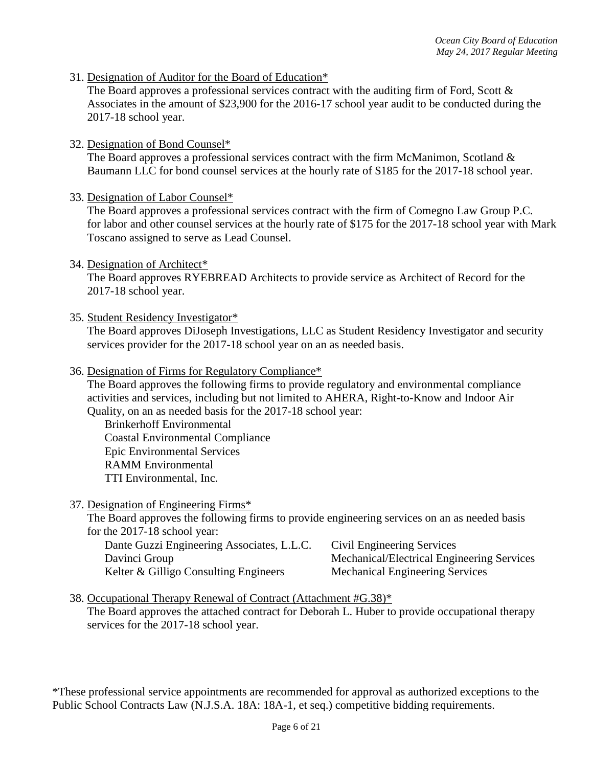31. Designation of Auditor for the Board of Education*
    The Board approves a professional services contract with the auditing firm of Ford, Scott & Associates in the amount of $23,900 for the 2016-17 school year audit to be conducted during the 2017-18 school year.

32. Designation of Bond Counsel*
    The Board approves a professional services contract with the firm McManimon, Scotland & Baumann LLC for bond counsel services at the hourly rate of $185 for the 2017-18 school year.

33. Designation of Labor Counsel*
    The Board approves a professional services contract with the firm of Comegno Law Group P.C. for labor and other counsel services at the hourly rate of $175 for the 2017-18 school year with Mark Toscano assigned to serve as Lead Counsel.

34. Designation of Architect*
    The Board approves RYEBREAD Architects to provide service as Architect of Record for the 2017-18 school year.

35. Student Residency Investigator*
    The Board approves DiJoseph Investigations, LLC as Student Residency Investigator and security services provider for the 2017-18 school year on an as needed basis.

36. Designation of Firms for Regulatory Compliance*
    The Board approves the following firms to provide regulatory and environmental compliance activities and services, including but not limited to AHERA, Right-to-Know and Indoor Air Quality, on an as needed basis for the 2017-18 school year:
    - Brinkerhoff Environmental
    - Coastal Environmental Compliance
    - Epic Environmental Services
    - RAMM Environmental
    - TTI Environmental, Inc.

37. Designation of Engineering Firms*
    The Board approves the following firms to provide engineering services on an as needed basis for the 2017-18 school year:

    | Firm | Services |
    | --- | --- |
    | Dante Guzzi Engineering Associates, L.L.C. | Civil Engineering Services |
    | Davinci Group | Mechanical/Electrical Engineering Services |
    | Kelter & Gilligo Consulting Engineers | Mechanical Engineering Services |

38. Occupational Therapy Renewal of Contract (Attachment #G.38)*
    The Board approves the attached contract for Deborah L. Huber to provide occupational therapy services for the 2017-18 school year.

*These professional service appointments are recommended for approval as authorized exceptions to the Public School Contracts Law (N.J.S.A. 18A: 18A-1, et seq.) competitive bidding requirements.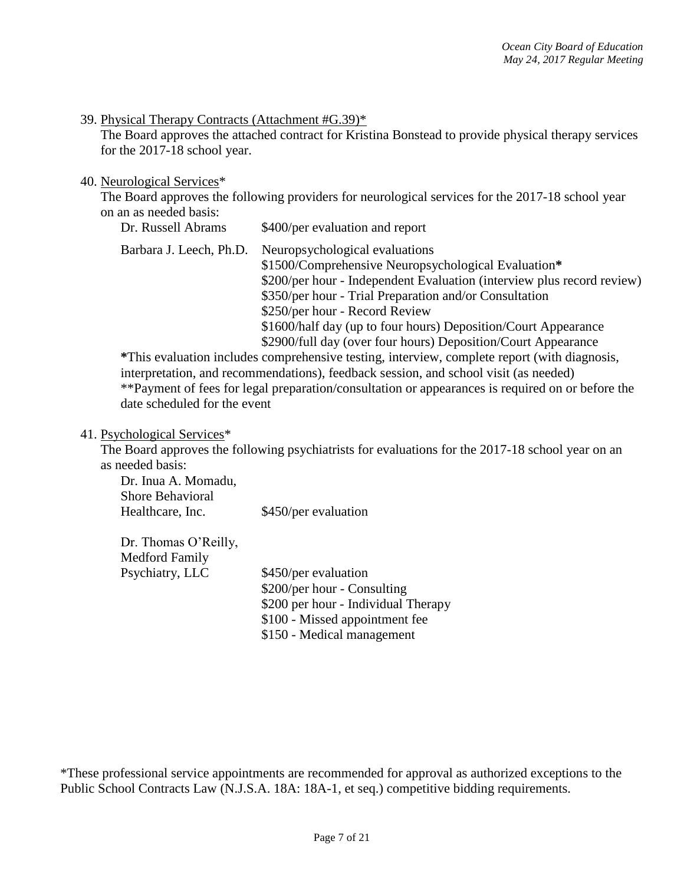39. Physical Therapy Contracts (Attachment #G.39)*
   The Board approves the attached contract for Kristina Bonstead to provide physical therapy services for the 2017-18 school year.

40. Neurological Services*
   The Board approves the following providers for neurological services for the 2017-18 school year on an as needed basis:

   | | |
   |---|---|
   | Dr. Russell Abrams | $400/per evaluation and report |
   | Barbara J. Leech, Ph.D. | Neuropsychological evaluations<br>$1500/Comprehensive Neuropsychological Evaluation**\***<br>$200/per hour - Independent Evaluation (interview plus record review)<br>$350/per hour - Trial Preparation and/or Consultation<br>$250/per hour - Record Review<br>$1600/half day (up to four hours) Deposition/Court Appearance<br>$2900/full day (over four hours) Deposition/Court Appearance |

   **\***This evaluation includes comprehensive testing, interview, complete report (with diagnosis, interpretation, and recommendations), feedback session, and school visit (as needed)
   **Payment of fees for legal preparation/consultation or appearances is required on or before the date scheduled for the event

41. Psychological Services*
   The Board approves the following psychiatrists for evaluations for the 2017-18 school year on an as needed basis:

   | | |
   |---|---|
   | Dr. Inua A. Momadu, Shore Behavioral Healthcare, Inc. | $450/per evaluation |
   | Dr. Thomas O'Reilly, Medford Family Psychiatry, LLC | $450/per evaluation<br>$200/per hour - Consulting<br>$200 per hour - Individual Therapy<br>$100 - Missed appointment fee<br>$150 - Medical management |

*These professional service appointments are recommended for approval as authorized exceptions to the Public School Contracts Law (N.J.S.A. 18A: 18A-1, et seq.) competitive bidding requirements.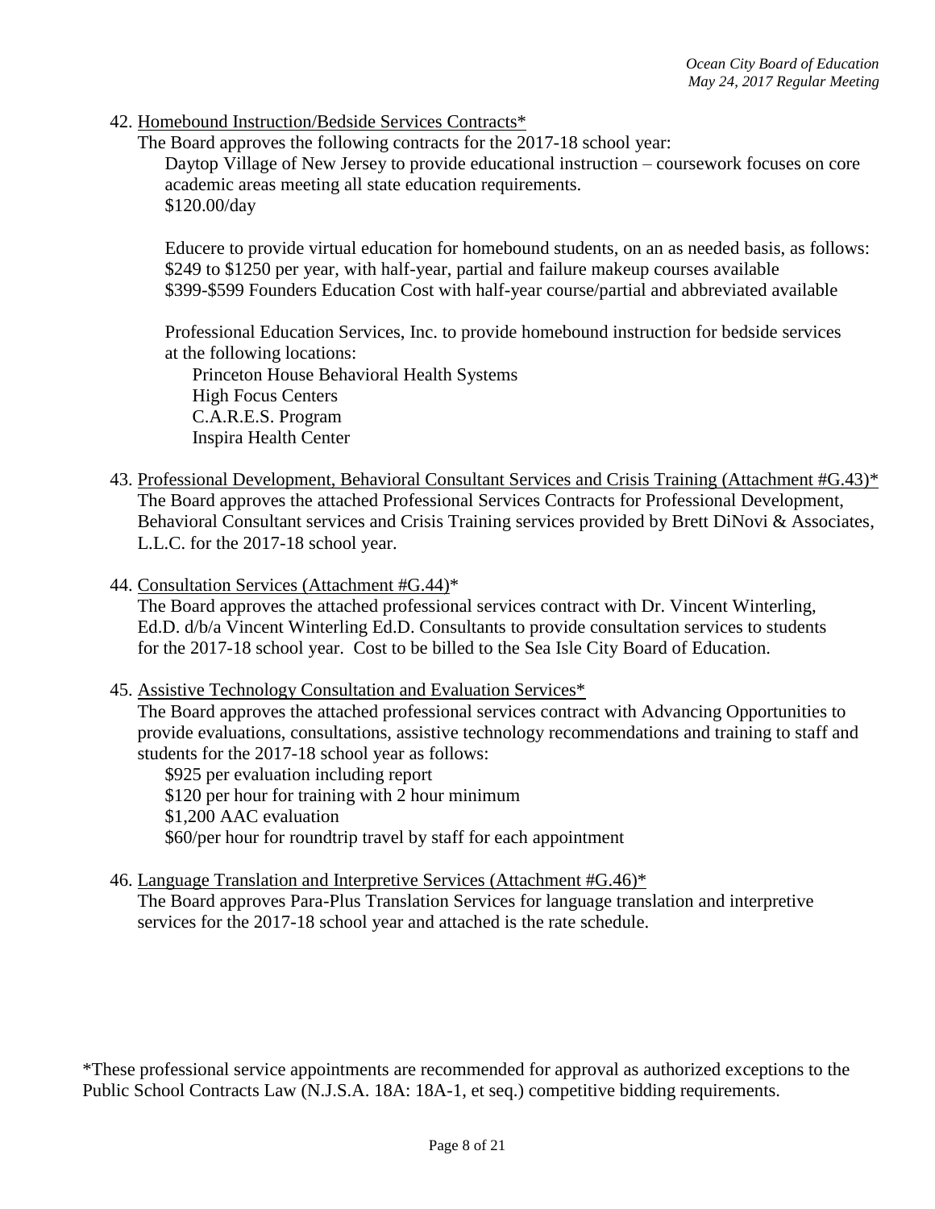42. <u>Homebound Instruction/Bedside Services Contracts</u>*

    The Board approves the following contracts for the 2017-18 school year:

    Daytop Village of New Jersey to provide educational instruction – coursework focuses on core academic areas meeting all state education requirements.
    $120.00/day

    Educere to provide virtual education for homebound students, on an as needed basis, as follows:
    $249 to $1250 per year, with half-year, partial and failure makeup courses available
    $399-$599 Founders Education Cost with half-year course/partial and abbreviated available

    Professional Education Services, Inc. to provide homebound instruction for bedside services at the following locations:

    - Princeton House Behavioral Health Systems
    - High Focus Centers
    - C.A.R.E.S. Program
    - Inspira Health Center

43. <u>Professional Development, Behavioral Consultant Services and Crisis Training (Attachment #G.43)</u>*

    The Board approves the attached Professional Services Contracts for Professional Development, Behavioral Consultant services and Crisis Training services provided by Brett DiNovi & Associates, L.L.C. for the 2017-18 school year.

44. <u>Consultation Services (Attachment #G.44)</u>*

    The Board approves the attached professional services contract with Dr. Vincent Winterling, Ed.D. d/b/a Vincent Winterling Ed.D. Consultants to provide consultation services to students for the 2017-18 school year. Cost to be billed to the Sea Isle City Board of Education.

45. <u>Assistive Technology Consultation and Evaluation Services</u>*

    The Board approves the attached professional services contract with Advancing Opportunities to provide evaluations, consultations, assistive technology recommendations and training to staff and students for the 2017-18 school year as follows:

    $925 per evaluation including report
    $120 per hour for training with 2 hour minimum
    $1,200 AAC evaluation
    $60/per hour for roundtrip travel by staff for each appointment

46. <u>Language Translation and Interpretive Services (Attachment #G.46)</u>*

    The Board approves Para-Plus Translation Services for language translation and interpretive services for the 2017-18 school year and attached is the rate schedule.

*These professional service appointments are recommended for approval as authorized exceptions to the Public School Contracts Law (N.J.S.A. 18A: 18A-1, et seq.) competitive bidding requirements.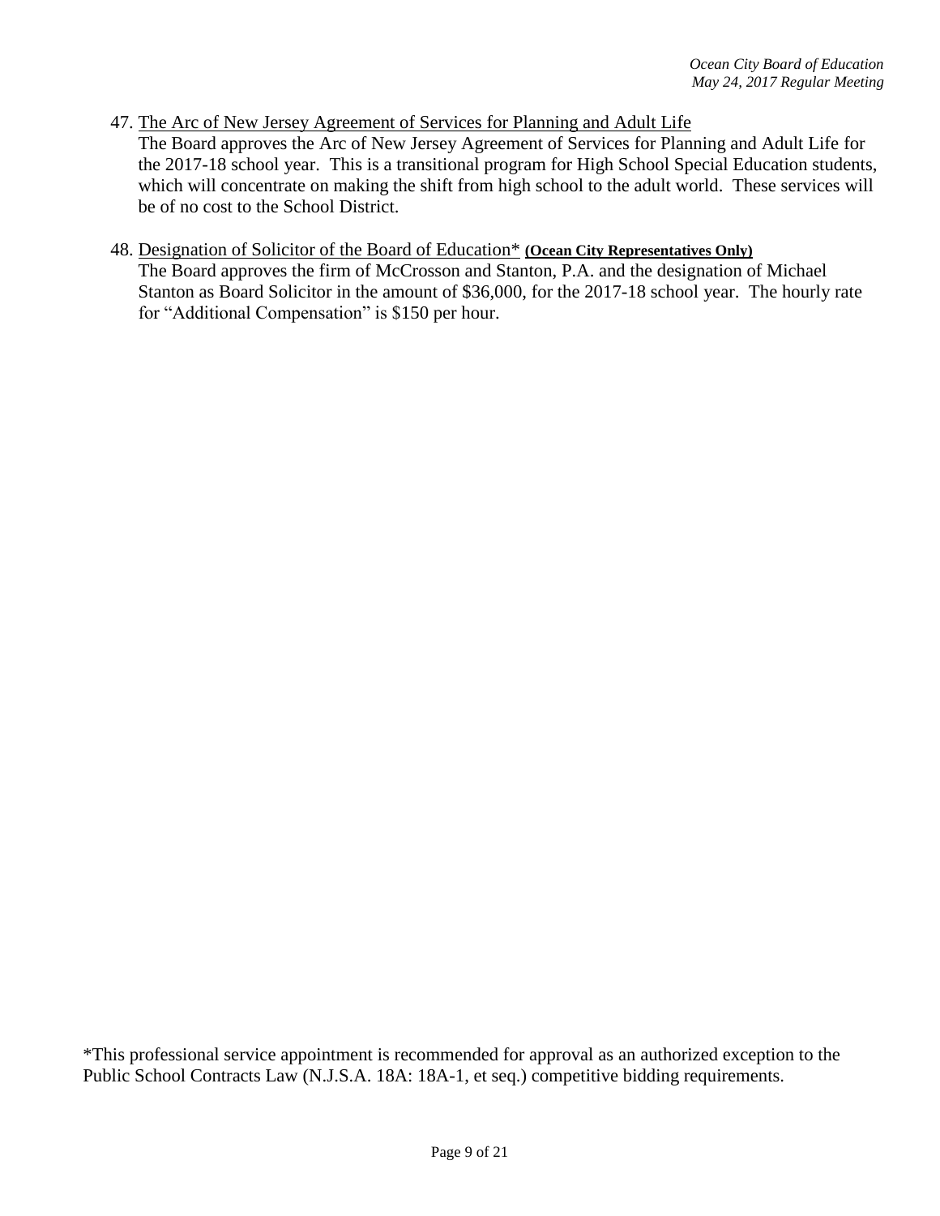47. The Arc of New Jersey Agreement of Services for Planning and Adult Life
    The Board approves the Arc of New Jersey Agreement of Services for Planning and Adult Life for the 2017-18 school year. This is a transitional program for High School Special Education students, which will concentrate on making the shift from high school to the adult world. These services will be of no cost to the School District.

48. Designation of Solicitor of the Board of Education* **(Ocean City Representatives Only)**
    The Board approves the firm of McCrosson and Stanton, P.A. and the designation of Michael Stanton as Board Solicitor in the amount of $36,000, for the 2017-18 school year. The hourly rate for "Additional Compensation" is $150 per hour.

*This professional service appointment is recommended for approval as an authorized exception to the Public School Contracts Law (N.J.S.A. 18A: 18A-1, et seq.) competitive bidding requirements.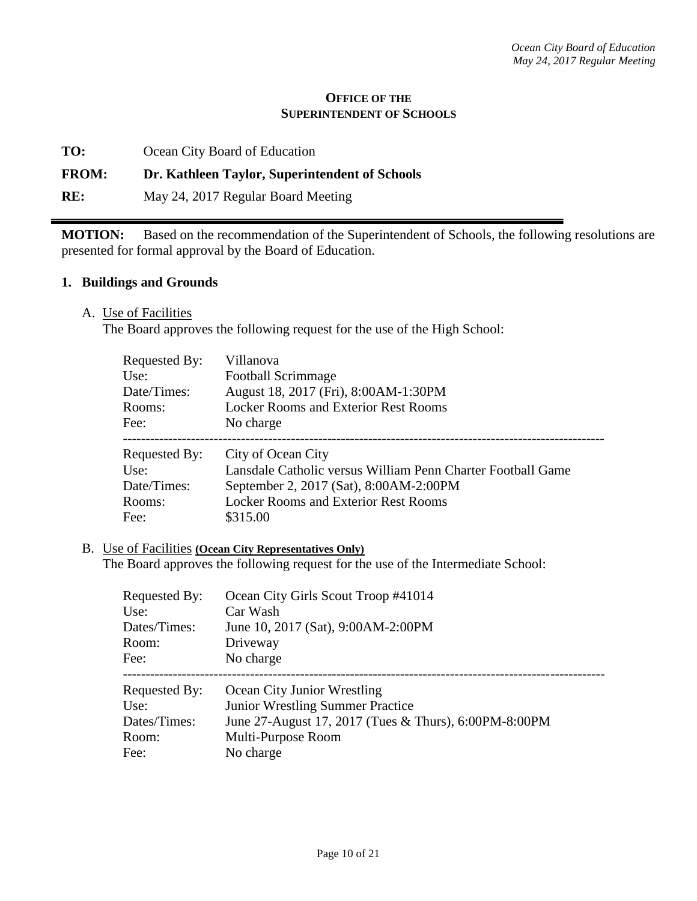**OFFICE OF THE**
**SUPERINTENDENT OF SCHOOLS**

**TO:** Ocean City Board of Education

**FROM:** **Dr. Kathleen Taylor, Superintendent of Schools**

**RE:** May 24, 2017 Regular Board Meeting

---

**MOTION:** Based on the recommendation of the Superintendent of Schools, the following resolutions are presented for formal approval by the Board of Education.

## 1. Buildings and Grounds

A. Use of Facilities
The Board approves the following request for the use of the High School:

Requested By: Villanova
Use: Football Scrimmage
Date/Times: August 18, 2017 (Fri), 8:00AM-1:30PM
Rooms: Locker Rooms and Exterior Rest Rooms
Fee: No charge

---

Requested By: City of Ocean City
Use: Lansdale Catholic versus William Penn Charter Football Game
Date/Times: September 2, 2017 (Sat), 8:00AM-2:00PM
Rooms: Locker Rooms and Exterior Rest Rooms
Fee: $315.00

B. Use of Facilities **(Ocean City Representatives Only)**
The Board approves the following request for the use of the Intermediate School:

Requested By: Ocean City Girls Scout Troop #41014
Use: Car Wash
Dates/Times: June 10, 2017 (Sat), 9:00AM-2:00PM
Room: Driveway
Fee: No charge

---

Requested By: Ocean City Junior Wrestling
Use: Junior Wrestling Summer Practice
Dates/Times: June 27-August 17, 2017 (Tues & Thurs), 6:00PM-8:00PM
Room: Multi-Purpose Room
Fee: No charge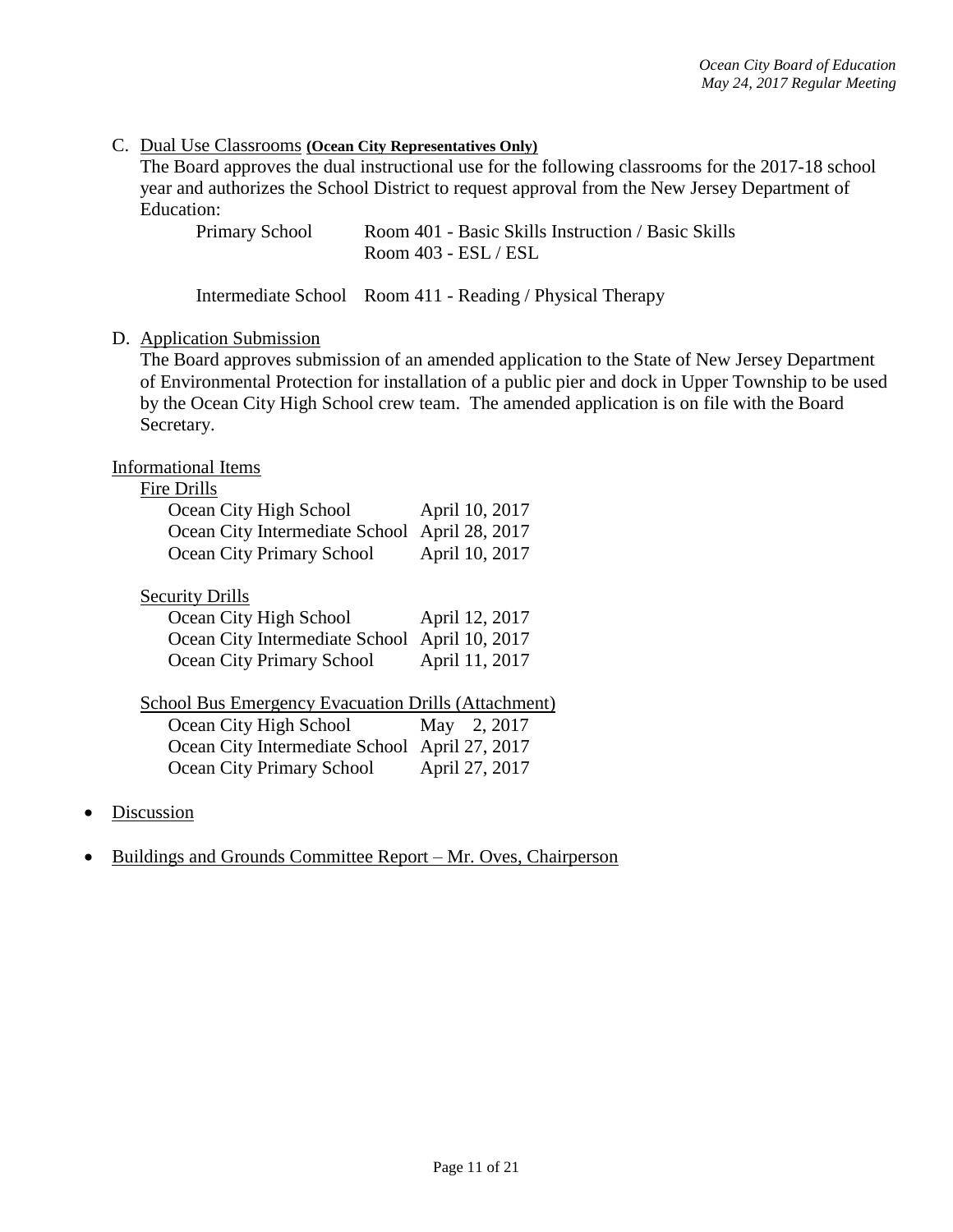C. <u>Dual Use Classrooms</u> **(Ocean City Representatives Only)**

The Board approves the dual instructional use for the following classrooms for the 2017-18 school year and authorizes the School District to request approval from the New Jersey Department of Education:

| | |
|---|---|
| Primary School | Room 401 - Basic Skills Instruction / Basic Skills |
| | Room 403 - ESL / ESL |
| Intermediate School | Room 411 - Reading / Physical Therapy |

D. <u>Application Submission</u>

The Board approves submission of an amended application to the State of New Jersey Department of Environmental Protection for installation of a public pier and dock in Upper Township to be used by the Ocean City High School crew team. The amended application is on file with the Board Secretary.

<u>Informational Items</u>

<u>Fire Drills</u>

| | |
|---|---|
| Ocean City High School | April 10, 2017 |
| Ocean City Intermediate School | April 28, 2017 |
| Ocean City Primary School | April 10, 2017 |

<u>Security Drills</u>

| | |
|---|---|
| Ocean City High School | April 12, 2017 |
| Ocean City Intermediate School | April 10, 2017 |
| Ocean City Primary School | April 11, 2017 |

<u>School Bus Emergency Evacuation Drills (Attachment)</u>

| | |
|---|---|
| Ocean City High School | May 2, 2017 |
| Ocean City Intermediate School | April 27, 2017 |
| Ocean City Primary School | April 27, 2017 |

- <u>Discussion</u>
- <u>Buildings and Grounds Committee Report – Mr. Oves, Chairperson</u>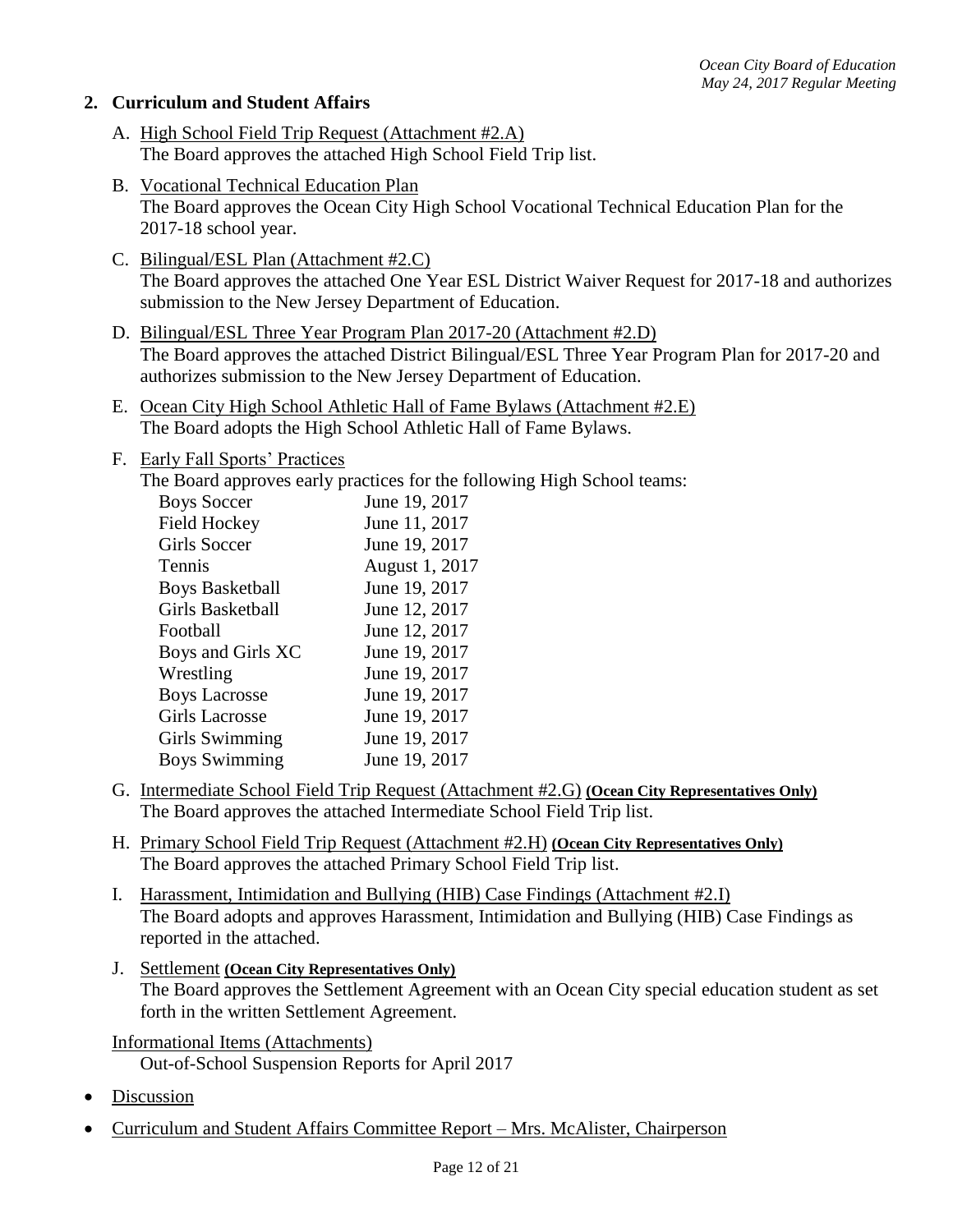## 2. Curriculum and Student Affairs

A. High School Field Trip Request (Attachment #2.A)
The Board approves the attached High School Field Trip list.

B. Vocational Technical Education Plan
The Board approves the Ocean City High School Vocational Technical Education Plan for the 2017-18 school year.

C. Bilingual/ESL Plan (Attachment #2.C)
The Board approves the attached One Year ESL District Waiver Request for 2017-18 and authorizes submission to the New Jersey Department of Education.

D. Bilingual/ESL Three Year Program Plan 2017-20 (Attachment #2.D)
The Board approves the attached District Bilingual/ESL Three Year Program Plan for 2017-20 and authorizes submission to the New Jersey Department of Education.

E. Ocean City High School Athletic Hall of Fame Bylaws (Attachment #2.E)
The Board adopts the High School Athletic Hall of Fame Bylaws.

F. Early Fall Sports' Practices
The Board approves early practices for the following High School teams:

| | |
|---|---|
| Boys Soccer | June 19, 2017 |
| Field Hockey | June 11, 2017 |
| Girls Soccer | June 19, 2017 |
| Tennis | August 1, 2017 |
| Boys Basketball | June 19, 2017 |
| Girls Basketball | June 12, 2017 |
| Football | June 12, 2017 |
| Boys and Girls XC | June 19, 2017 |
| Wrestling | June 19, 2017 |
| Boys Lacrosse | June 19, 2017 |
| Girls Lacrosse | June 19, 2017 |
| Girls Swimming | June 19, 2017 |
| Boys Swimming | June 19, 2017 |

G. Intermediate School Field Trip Request (Attachment #2.G) **(Ocean City Representatives Only)**
The Board approves the attached Intermediate School Field Trip list.

H. Primary School Field Trip Request (Attachment #2.H) **(Ocean City Representatives Only)**
The Board approves the attached Primary School Field Trip list.

I. Harassment, Intimidation and Bullying (HIB) Case Findings (Attachment #2.I)
The Board adopts and approves Harassment, Intimidation and Bullying (HIB) Case Findings as reported in the attached.

J. Settlement **(Ocean City Representatives Only)**
The Board approves the Settlement Agreement with an Ocean City special education student as set forth in the written Settlement Agreement.

Informational Items (Attachments)
Out-of-School Suspension Reports for April 2017

- Discussion
- Curriculum and Student Affairs Committee Report – Mrs. McAlister, Chairperson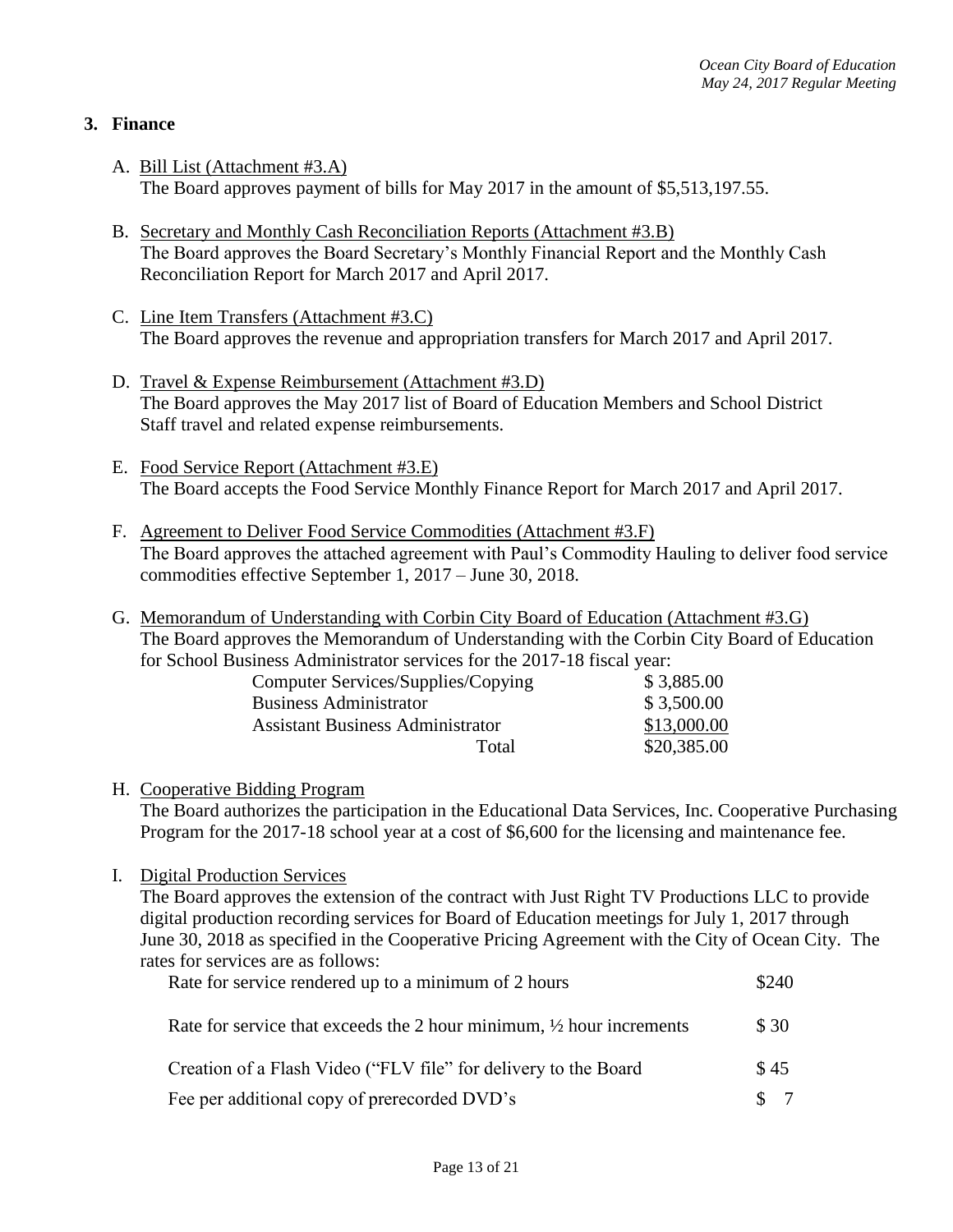## 3. Finance

A. <u>Bill List (Attachment #3.A)</u>
The Board approves payment of bills for May 2017 in the amount of $5,513,197.55.

B. <u>Secretary and Monthly Cash Reconciliation Reports (Attachment #3.B)</u>
The Board approves the Board Secretary's Monthly Financial Report and the Monthly Cash Reconciliation Report for March 2017 and April 2017.

C. <u>Line Item Transfers (Attachment #3.C)</u>
The Board approves the revenue and appropriation transfers for March 2017 and April 2017.

D. <u>Travel & Expense Reimbursement (Attachment #3.D)</u>
The Board approves the May 2017 list of Board of Education Members and School District Staff travel and related expense reimbursements.

E. <u>Food Service Report (Attachment #3.E)</u>
The Board accepts the Food Service Monthly Finance Report for March 2017 and April 2017.

F. <u>Agreement to Deliver Food Service Commodities (Attachment #3.F)</u>
The Board approves the attached agreement with Paul's Commodity Hauling to deliver food service commodities effective September 1, 2017 – June 30, 2018.

G. <u>Memorandum of Understanding with Corbin City Board of Education (Attachment #3.G)</u>
The Board approves the Memorandum of Understanding with the Corbin City Board of Education for School Business Administrator services for the 2017-18 fiscal year:

| | |
|---|---|
| Computer Services/Supplies/Copying | $ 3,885.00 |
| Business Administrator | $ 3,500.00 |
| Assistant Business Administrator | $13,000.00 |
| Total | $20,385.00 |

H. <u>Cooperative Bidding Program</u>
The Board authorizes the participation in the Educational Data Services, Inc. Cooperative Purchasing Program for the 2017-18 school year at a cost of $6,600 for the licensing and maintenance fee.

I. <u>Digital Production Services</u>
The Board approves the extension of the contract with Just Right TV Productions LLC to provide digital production recording services for Board of Education meetings for July 1, 2017 through June 30, 2018 as specified in the Cooperative Pricing Agreement with the City of Ocean City. The rates for services are as follows:

| | |
|---|---|
| Rate for service rendered up to a minimum of 2 hours | $240 |
| Rate for service that exceeds the 2 hour minimum, ½ hour increments | $ 30 |
| Creation of a Flash Video ("FLV file" for delivery to the Board | $ 45 |
| Fee per additional copy of prerecorded DVD's | $ 7 |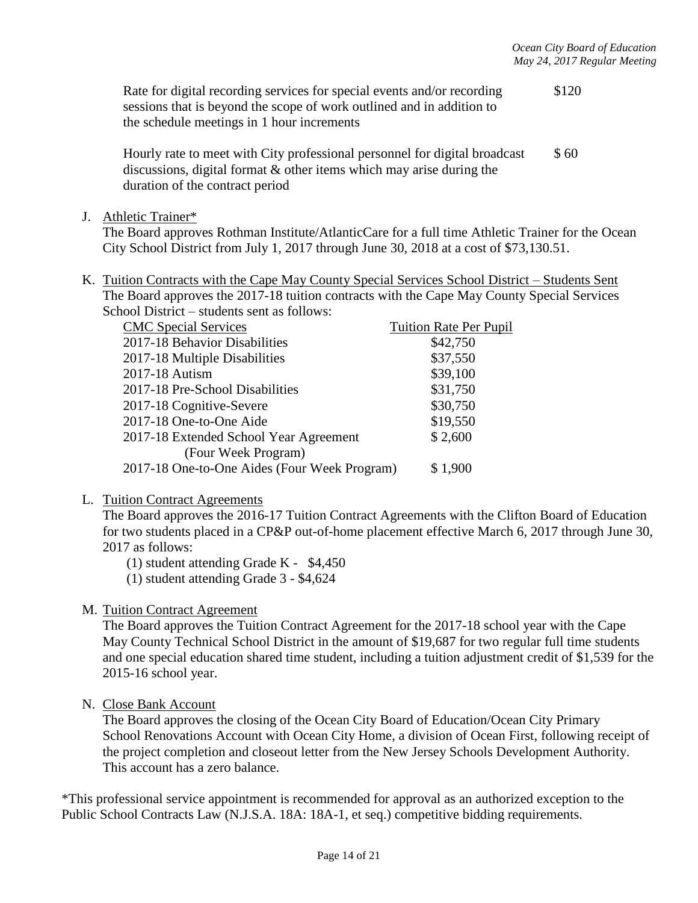| | |
|---|---|
| Rate for digital recording services for special events and/or recording sessions that is beyond the scope of work outlined and in addition to the schedule meetings in 1 hour increments | \$120 |
| Hourly rate to meet with City professional personnel for digital broadcast discussions, digital format & other items which may arise during the duration of the contract period | \$ 60 |

J. Athletic Trainer*

The Board approves Rothman Institute/AtlanticCare for a full time Athletic Trainer for the Ocean City School District from July 1, 2017 through June 30, 2018 at a cost of \$73,130.51.

K. Tuition Contracts with the Cape May County Special Services School District – Students Sent

The Board approves the 2017-18 tuition contracts with the Cape May County Special Services School District – students sent as follows:

| CMC Special Services | Tuition Rate Per Pupil |
|---|---|
| 2017-18 Behavior Disabilities | \$42,750 |
| 2017-18 Multiple Disabilities | \$37,550 |
| 2017-18 Autism | \$39,100 |
| 2017-18 Pre-School Disabilities | \$31,750 |
| 2017-18 Cognitive-Severe | \$30,750 |
| 2017-18 One-to-One Aide | \$19,550 |
| 2017-18 Extended School Year Agreement (Four Week Program) | \$ 2,600 |
| 2017-18 One-to-One Aides (Four Week Program) | \$ 1,900 |

L. Tuition Contract Agreements

The Board approves the 2016-17 Tuition Contract Agreements with the Clifton Board of Education for two students placed in a CP&P out-of-home placement effective March 6, 2017 through June 30, 2017 as follows:

(1) student attending Grade K - \$4,450
(1) student attending Grade 3 - \$4,624

M. Tuition Contract Agreement

The Board approves the Tuition Contract Agreement for the 2017-18 school year with the Cape May County Technical School District in the amount of \$19,687 for two regular full time students and one special education shared time student, including a tuition adjustment credit of \$1,539 for the 2015-16 school year.

N. Close Bank Account

The Board approves the closing of the Ocean City Board of Education/Ocean City Primary School Renovations Account with Ocean City Home, a division of Ocean First, following receipt of the project completion and closeout letter from the New Jersey Schools Development Authority. This account has a zero balance.

*This professional service appointment is recommended for approval as an authorized exception to the Public School Contracts Law (N.J.S.A. 18A: 18A-1, et seq.) competitive bidding requirements.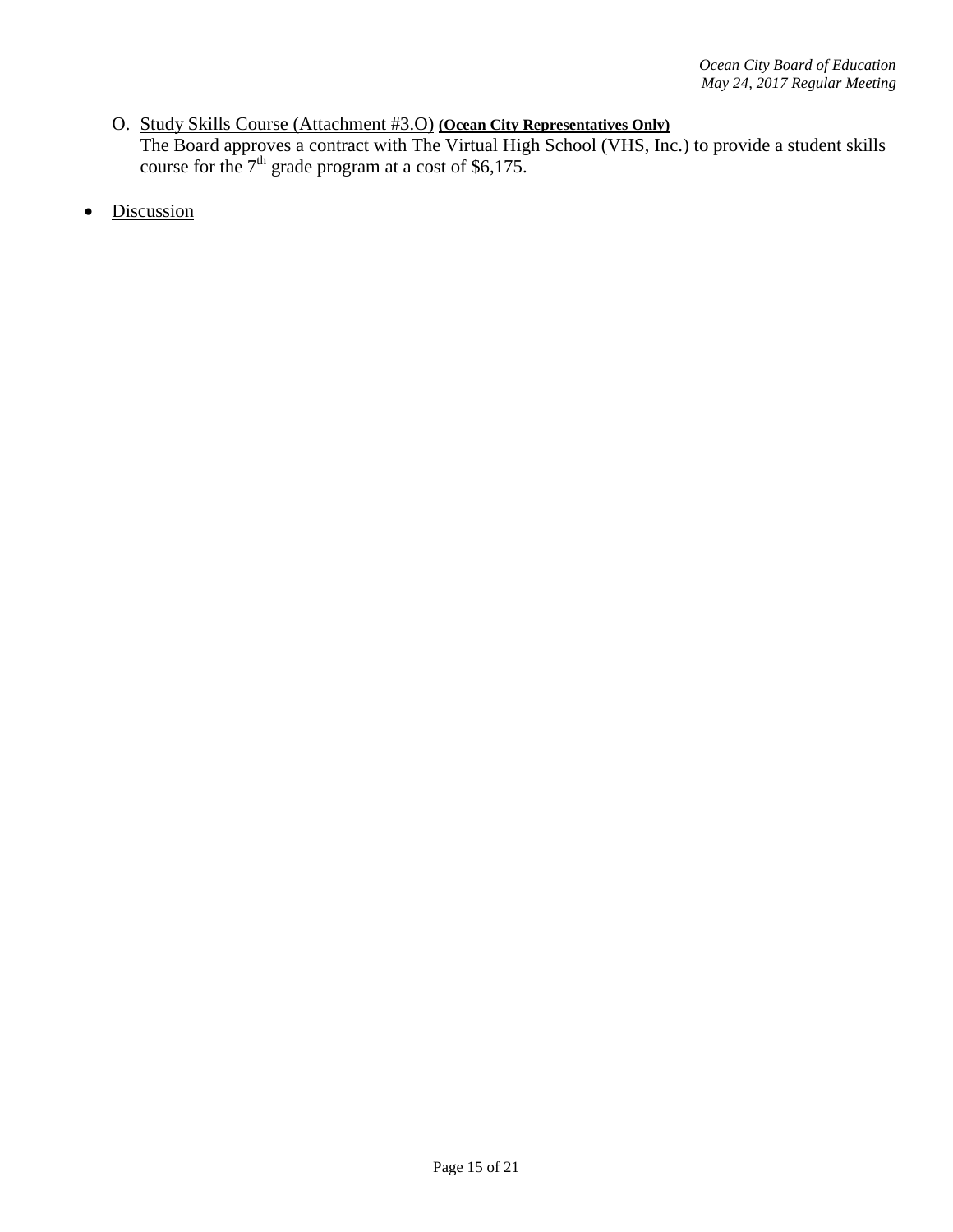O. Study Skills Course (Attachment #3.O) **(Ocean City Representatives Only)**
The Board approves a contract with The Virtual High School (VHS, Inc.) to provide a student skills course for the 7th grade program at a cost of $6,175.

- Discussion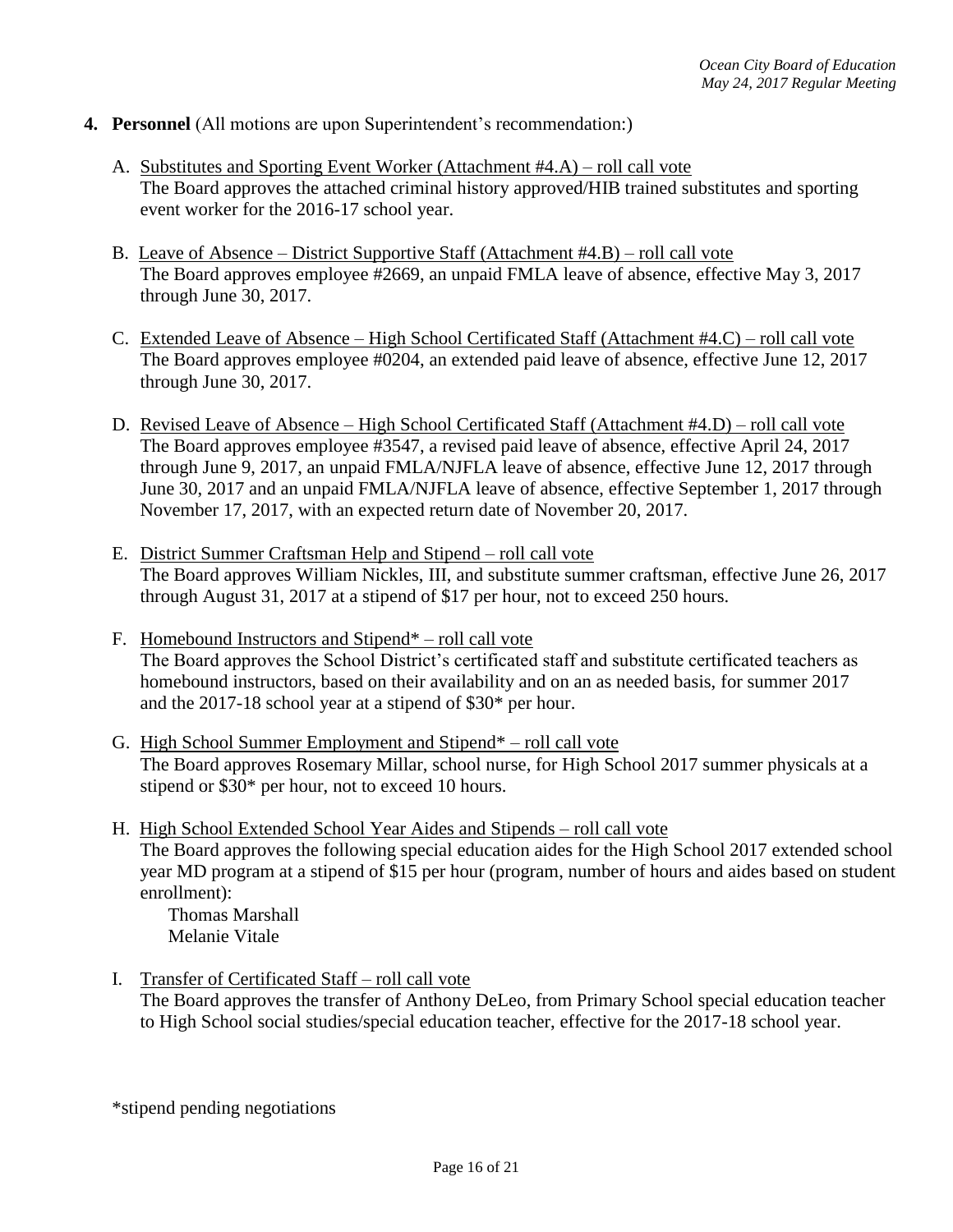**4. Personnel** (All motions are upon Superintendent's recommendation:)

A. Substitutes and Sporting Event Worker (Attachment #4.A) – roll call vote
The Board approves the attached criminal history approved/HIB trained substitutes and sporting event worker for the 2016-17 school year.

B. Leave of Absence – District Supportive Staff (Attachment #4.B) – roll call vote
The Board approves employee #2669, an unpaid FMLA leave of absence, effective May 3, 2017 through June 30, 2017.

C. Extended Leave of Absence – High School Certificated Staff (Attachment #4.C) – roll call vote
The Board approves employee #0204, an extended paid leave of absence, effective June 12, 2017 through June 30, 2017.

D. Revised Leave of Absence – High School Certificated Staff (Attachment #4.D) – roll call vote
The Board approves employee #3547, a revised paid leave of absence, effective April 24, 2017 through June 9, 2017, an unpaid FMLA/NJFLA leave of absence, effective June 12, 2017 through June 30, 2017 and an unpaid FMLA/NJFLA leave of absence, effective September 1, 2017 through November 17, 2017, with an expected return date of November 20, 2017.

E. District Summer Craftsman Help and Stipend – roll call vote
The Board approves William Nickles, III, and substitute summer craftsman, effective June 26, 2017 through August 31, 2017 at a stipend of $17 per hour, not to exceed 250 hours.

F. Homebound Instructors and Stipend* – roll call vote
The Board approves the School District's certificated staff and substitute certificated teachers as homebound instructors, based on their availability and on an as needed basis, for summer 2017 and the 2017-18 school year at a stipend of $30* per hour.

G. High School Summer Employment and Stipend* – roll call vote
The Board approves Rosemary Millar, school nurse, for High School 2017 summer physicals at a stipend or $30* per hour, not to exceed 10 hours.

H. High School Extended School Year Aides and Stipends – roll call vote
The Board approves the following special education aides for the High School 2017 extended school year MD program at a stipend of $15 per hour (program, number of hours and aides based on student enrollment):
Thomas Marshall
Melanie Vitale

I. Transfer of Certificated Staff – roll call vote
The Board approves the transfer of Anthony DeLeo, from Primary School special education teacher to High School social studies/special education teacher, effective for the 2017-18 school year.

*stipend pending negotiations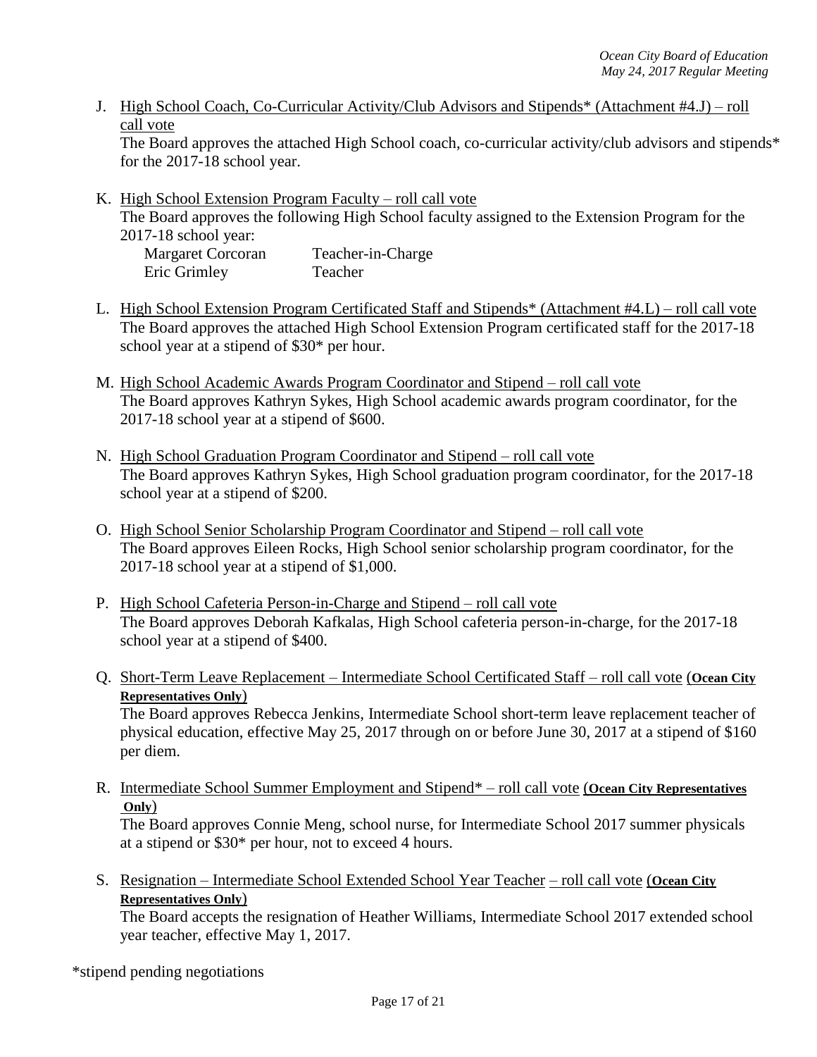J. High School Coach, Co-Curricular Activity/Club Advisors and Stipends* (Attachment #4.J) – roll call vote
   The Board approves the attached High School coach, co-curricular activity/club advisors and stipends* for the 2017-18 school year.

K. High School Extension Program Faculty – roll call vote
   The Board approves the following High School faculty assigned to the Extension Program for the 2017-18 school year:

   | | |
   |---|---|
   | Margaret Corcoran | Teacher-in-Charge |
   | Eric Grimley | Teacher |

L. High School Extension Program Certificated Staff and Stipends* (Attachment #4.L) – roll call vote
   The Board approves the attached High School Extension Program certificated staff for the 2017-18 school year at a stipend of $30* per hour.

M. High School Academic Awards Program Coordinator and Stipend – roll call vote
   The Board approves Kathryn Sykes, High School academic awards program coordinator, for the 2017-18 school year at a stipend of $600.

N. High School Graduation Program Coordinator and Stipend – roll call vote
   The Board approves Kathryn Sykes, High School graduation program coordinator, for the 2017-18 school year at a stipend of $200.

O. High School Senior Scholarship Program Coordinator and Stipend – roll call vote
   The Board approves Eileen Rocks, High School senior scholarship program coordinator, for the 2017-18 school year at a stipend of $1,000.

P. High School Cafeteria Person-in-Charge and Stipend – roll call vote
   The Board approves Deborah Kafkalas, High School cafeteria person-in-charge, for the 2017-18 school year at a stipend of $400.

Q. Short-Term Leave Replacement – Intermediate School Certificated Staff – roll call vote (**Ocean City Representatives Only**)
   The Board approves Rebecca Jenkins, Intermediate School short-term leave replacement teacher of physical education, effective May 25, 2017 through on or before June 30, 2017 at a stipend of $160 per diem.

R. Intermediate School Summer Employment and Stipend* – roll call vote (**Ocean City Representatives Only**)
   The Board approves Connie Meng, school nurse, for Intermediate School 2017 summer physicals at a stipend or $30* per hour, not to exceed 4 hours.

S. Resignation – Intermediate School Extended School Year Teacher – roll call vote (**Ocean City Representatives Only**)
   The Board accepts the resignation of Heather Williams, Intermediate School 2017 extended school year teacher, effective May 1, 2017.

*stipend pending negotiations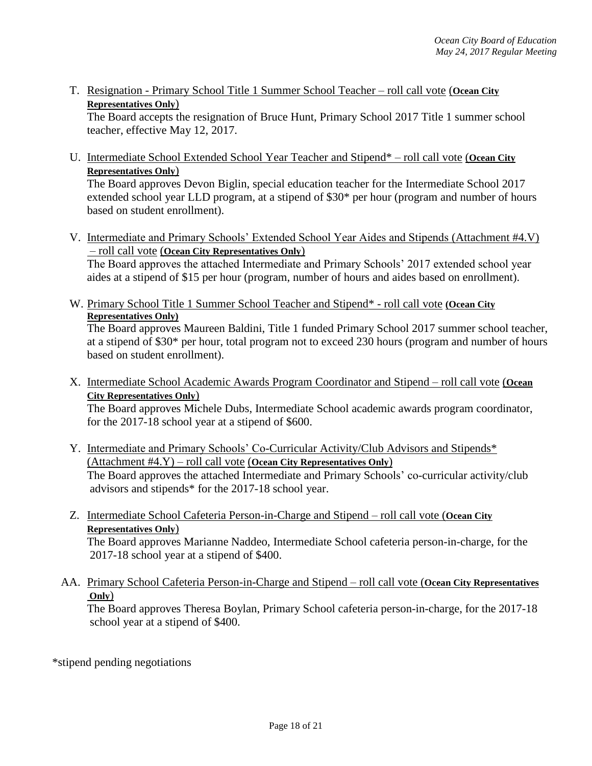T. Resignation - Primary School Title 1 Summer School Teacher – roll call vote (**Ocean City Representatives Only**)

The Board accepts the resignation of Bruce Hunt, Primary School 2017 Title 1 summer school teacher, effective May 12, 2017.

U. Intermediate School Extended School Year Teacher and Stipend* – roll call vote (**Ocean City Representatives Only**)

The Board approves Devon Biglin, special education teacher for the Intermediate School 2017 extended school year LLD program, at a stipend of $30* per hour (program and number of hours based on student enrollment).

V. Intermediate and Primary Schools' Extended School Year Aides and Stipends (Attachment #4.V) – roll call vote (**Ocean City Representatives Only**)

The Board approves the attached Intermediate and Primary Schools' 2017 extended school year aides at a stipend of $15 per hour (program, number of hours and aides based on enrollment).

W. Primary School Title 1 Summer School Teacher and Stipend* - roll call vote **(Ocean City Representatives Only)**

The Board approves Maureen Baldini, Title 1 funded Primary School 2017 summer school teacher, at a stipend of $30* per hour, total program not to exceed 230 hours (program and number of hours based on student enrollment).

X. Intermediate School Academic Awards Program Coordinator and Stipend – roll call vote (**Ocean City Representatives Only**)

The Board approves Michele Dubs, Intermediate School academic awards program coordinator, for the 2017-18 school year at a stipend of $600.

Y. Intermediate and Primary Schools' Co-Curricular Activity/Club Advisors and Stipends* (Attachment #4.Y) – roll call vote (**Ocean City Representatives Only**)

The Board approves the attached Intermediate and Primary Schools' co-curricular activity/club advisors and stipends* for the 2017-18 school year.

Z. Intermediate School Cafeteria Person-in-Charge and Stipend – roll call vote (**Ocean City Representatives Only**)

The Board approves Marianne Naddeo, Intermediate School cafeteria person-in-charge, for the 2017-18 school year at a stipend of $400.

AA. Primary School Cafeteria Person-in-Charge and Stipend – roll call vote (**Ocean City Representatives Only**)

The Board approves Theresa Boylan, Primary School cafeteria person-in-charge, for the 2017-18 school year at a stipend of $400.

*stipend pending negotiations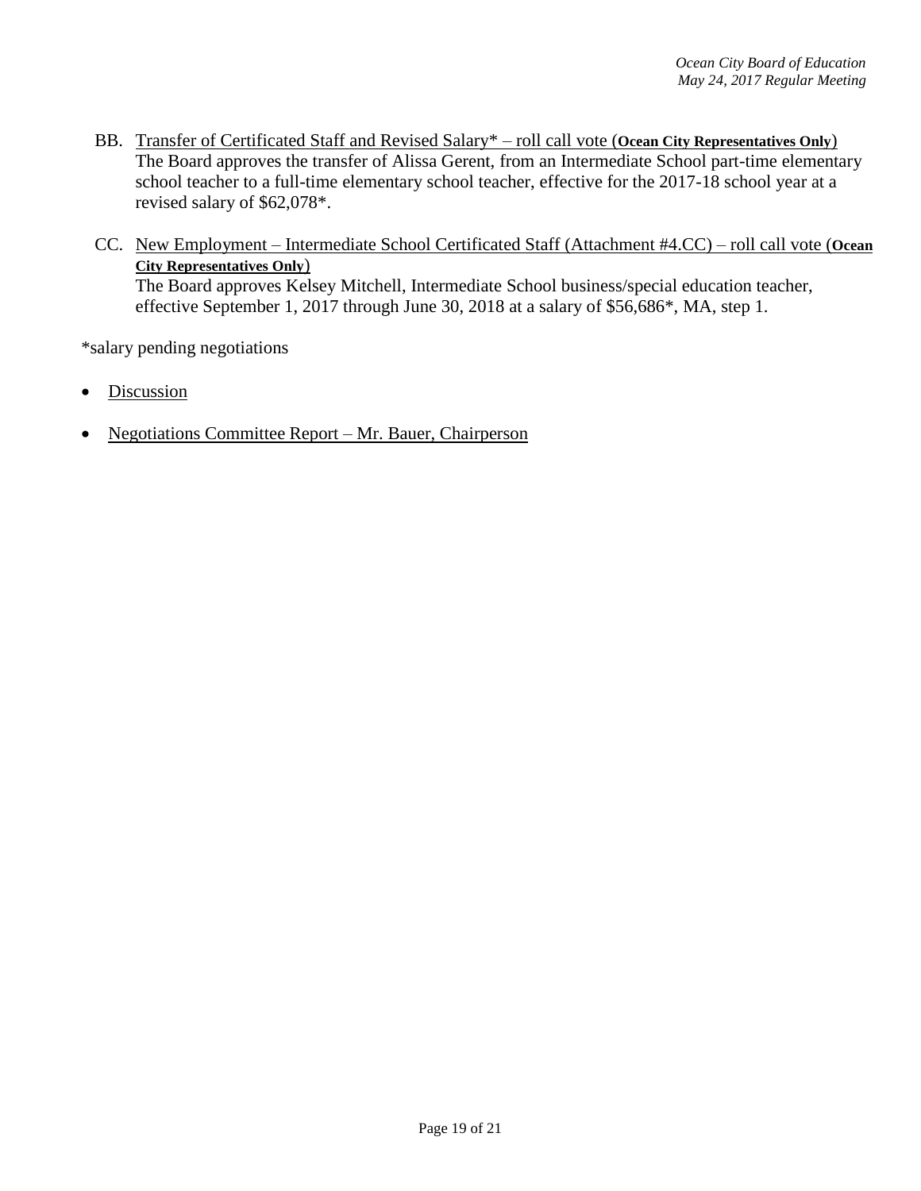BB. Transfer of Certificated Staff and Revised Salary* – roll call vote (**Ocean City Representatives Only**)
The Board approves the transfer of Alissa Gerent, from an Intermediate School part-time elementary school teacher to a full-time elementary school teacher, effective for the 2017-18 school year at a revised salary of $62,078*.

CC. New Employment – Intermediate School Certificated Staff (Attachment #4.CC) – roll call vote (**Ocean City Representatives Only**)
The Board approves Kelsey Mitchell, Intermediate School business/special education teacher, effective September 1, 2017 through June 30, 2018 at a salary of $56,686*, MA, step 1.

*salary pending negotiations

- Discussion
- Negotiations Committee Report – Mr. Bauer, Chairperson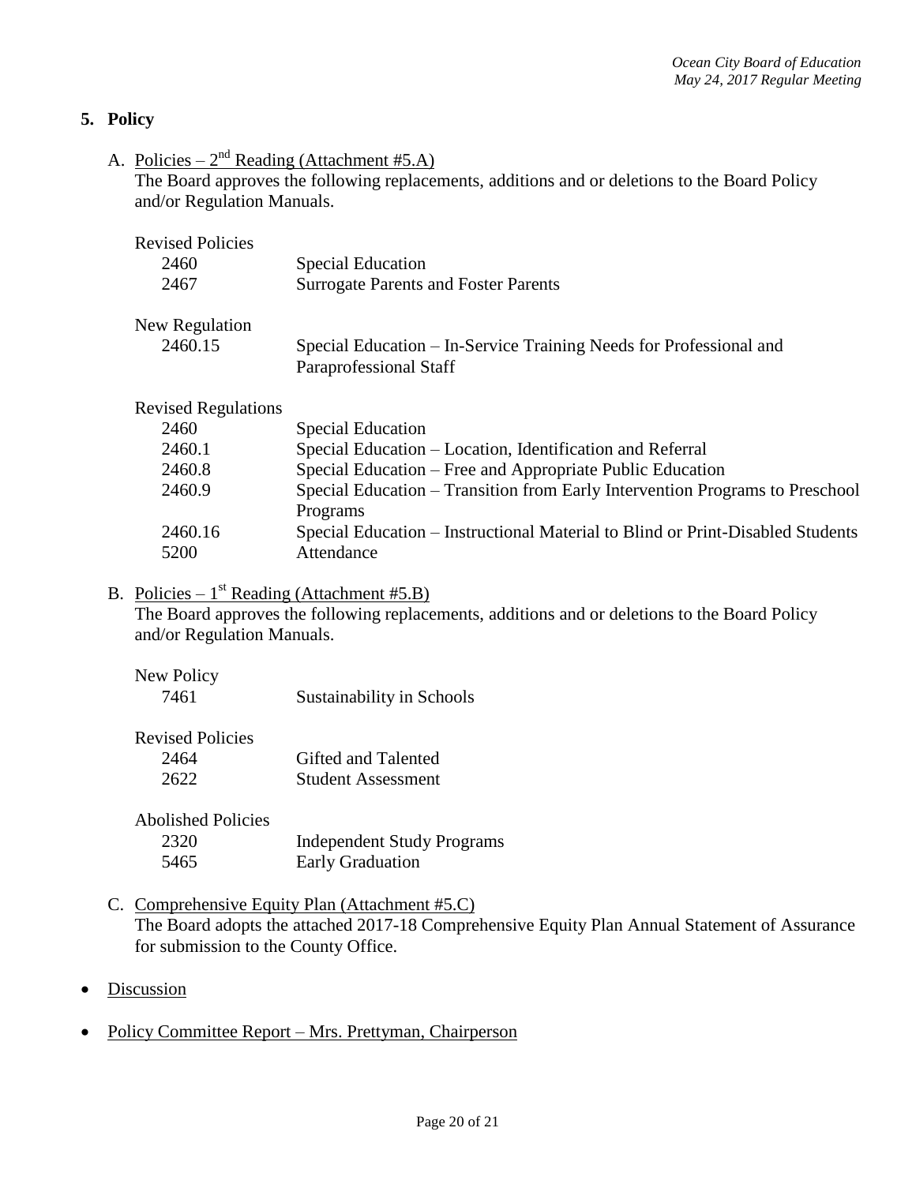## 5. Policy

A. Policies – 2nd Reading (Attachment #5.A)

The Board approves the following replacements, additions and or deletions to the Board Policy and/or Regulation Manuals.

Revised Policies

| | |
|---|---|
| 2460 | Special Education |
| 2467 | Surrogate Parents and Foster Parents |

New Regulation

| | |
|---|---|
| 2460.15 | Special Education – In-Service Training Needs for Professional and Paraprofessional Staff |

Revised Regulations

| | |
|---|---|
| 2460 | Special Education |
| 2460.1 | Special Education – Location, Identification and Referral |
| 2460.8 | Special Education – Free and Appropriate Public Education |
| 2460.9 | Special Education – Transition from Early Intervention Programs to Preschool Programs |
| 2460.16 | Special Education – Instructional Material to Blind or Print-Disabled Students |
| 5200 | Attendance |

B. Policies – 1st Reading (Attachment #5.B)

The Board approves the following replacements, additions and or deletions to the Board Policy and/or Regulation Manuals.

New Policy

| | |
|---|---|
| 7461 | Sustainability in Schools |

Revised Policies

| | |
|---|---|
| 2464 | Gifted and Talented |
| 2622 | Student Assessment |

Abolished Policies

| | |
|---|---|
| 2320 | Independent Study Programs |
| 5465 | Early Graduation |

C. Comprehensive Equity Plan (Attachment #5.C)

The Board adopts the attached 2017-18 Comprehensive Equity Plan Annual Statement of Assurance for submission to the County Office.

- Discussion
- Policy Committee Report – Mrs. Prettyman, Chairperson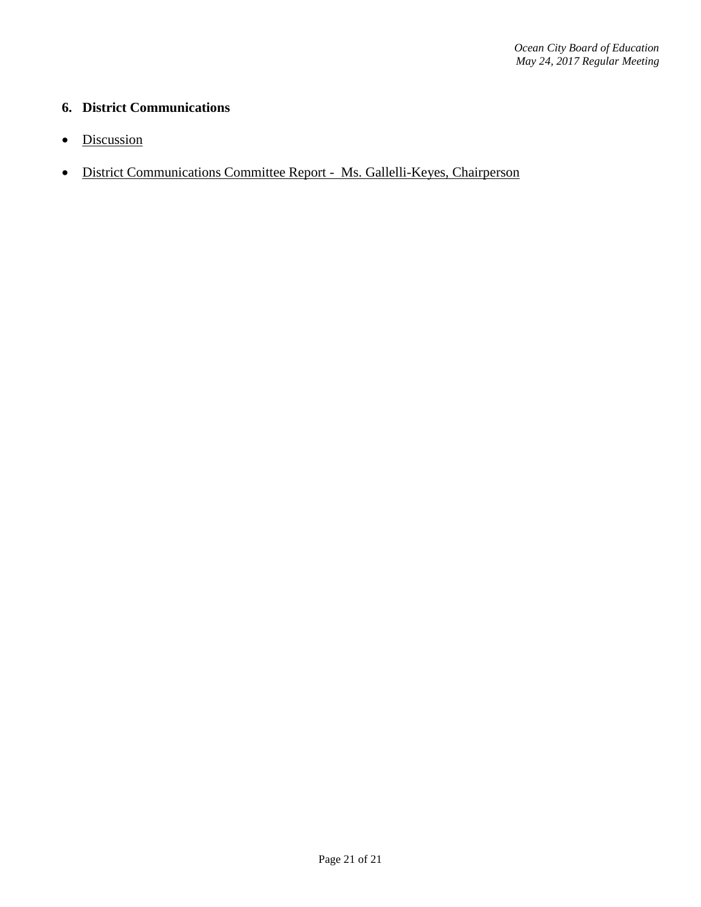## 6. District Communications

- <u>Discussion</u>
- <u>District Communications Committee Report - Ms. Gallelli-Keyes, Chairperson</u>